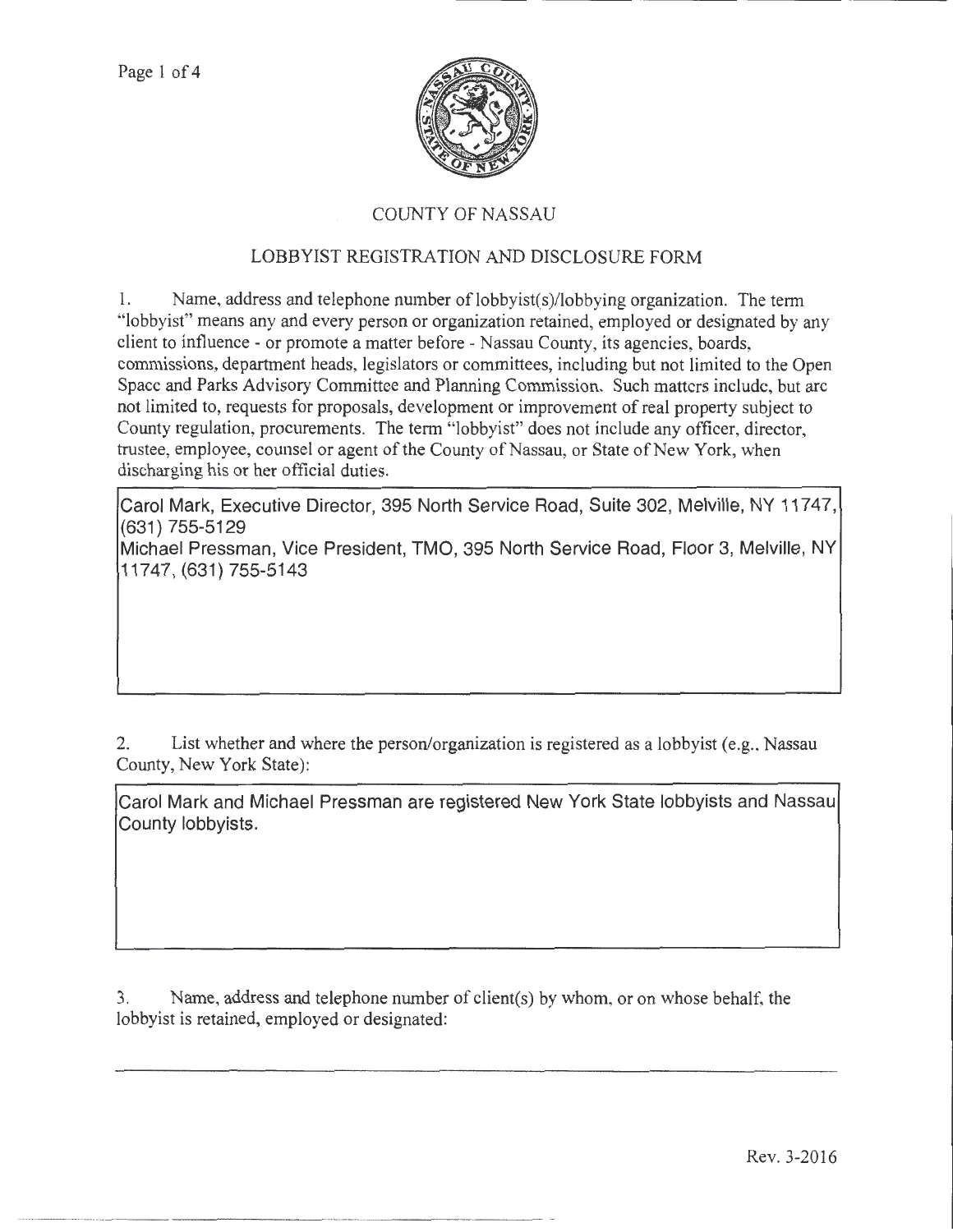# COUNTY OF NASSAU

## LOBBYIST REGISTRATION AND DISCLOSURE FORM

1. Name, address and telephone number of lobbyist(s)/lobbying organization. The term "lobbyist" means any and every person or organization retained, employed or designated by any client to influence - or promote a matter before - Nassau County, its agencies, boards, commissions, department heads, legislators or committees, including but not limited to the Open Space and Parks Advisory Committee and Planning Commission. Such matters include, but are not limited to, requests for proposals, development or improvement of real property subject to County regulation, procurements. The term "lobbyist" does not include any officer, director, trustee, employee, counsel or agent of the County of Nassau, or State of New York, when discharging his or her official duties.

Carol Mark, Executive Director, 395 North Service Road, Suite 302, Melville, NY 11747, (631) 755-5129
Michael Pressman, Vice President, TMO, 395 North Service Road, Floor 3, Melville, NY 11747, (631) 755-5143

2. List whether and where the person/organization is registered as a lobbyist (e.g., Nassau County, New York State):

Carol Mark and Michael Pressman are registered New York State lobbyists and Nassau County lobbyists.

3. Name, address and telephone number of client(s) by whom, or on whose behalf, the lobbyist is retained, employed or designated:

Rev. 3-2016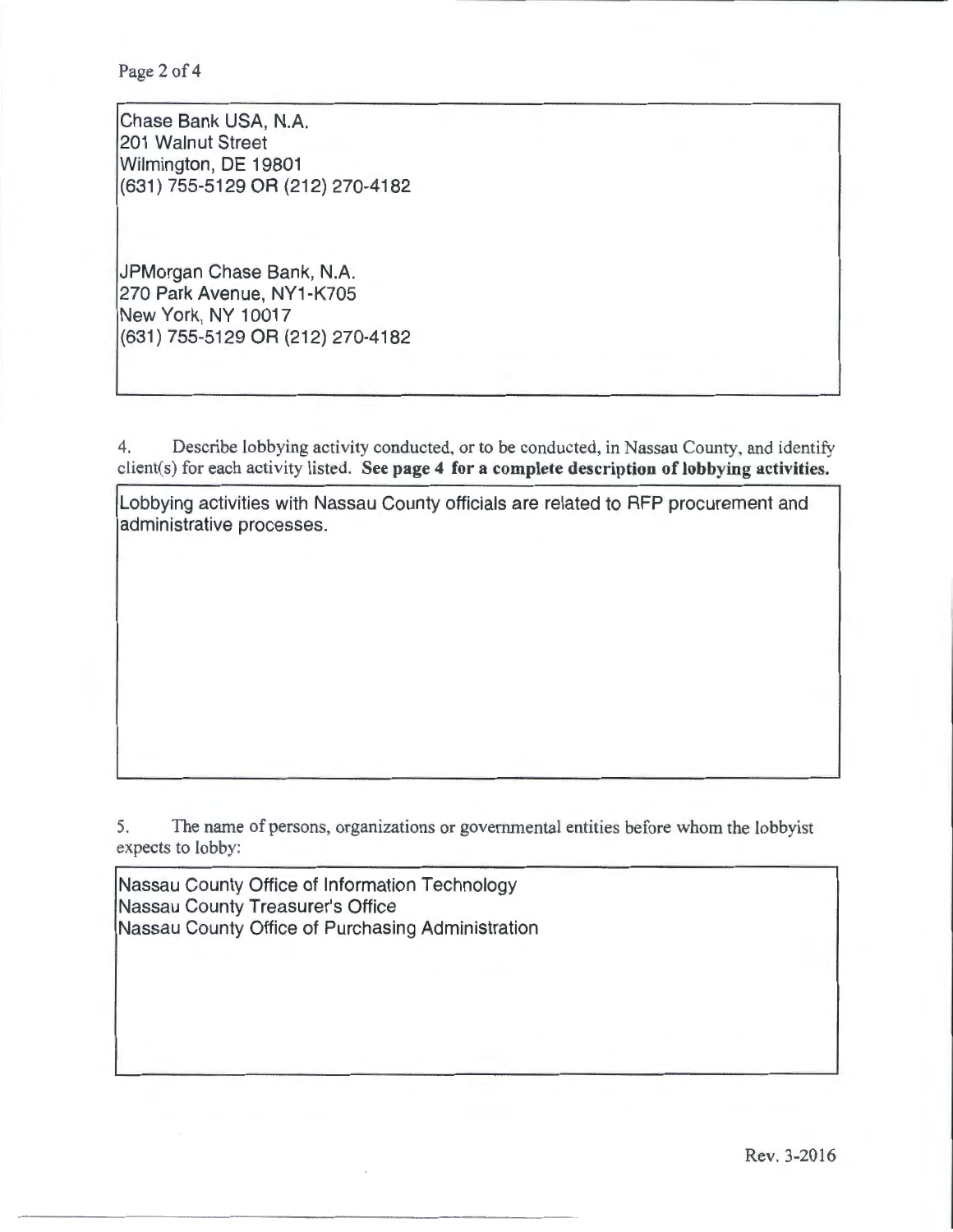Chase Bank USA, N.A.
201 Walnut Street
Wilmington, DE 19801
(631) 755-5129 OR (212) 270-4182

JPMorgan Chase Bank, N.A.
270 Park Avenue, NY1-K705
New York, NY 10017
(631) 755-5129 OR (212) 270-4182

4. Describe lobbying activity conducted, or to be conducted, in Nassau County, and identify client(s) for each activity listed. **See page 4 for a complete description of lobbying activities.**

Lobbying activities with Nassau County officials are related to RFP procurement and administrative processes.

5. The name of persons, organizations or governmental entities before whom the lobbyist expects to lobby:

Nassau County Office of Information Technology
Nassau County Treasurer's Office
Nassau County Office of Purchasing Administration

Rev. 3-2016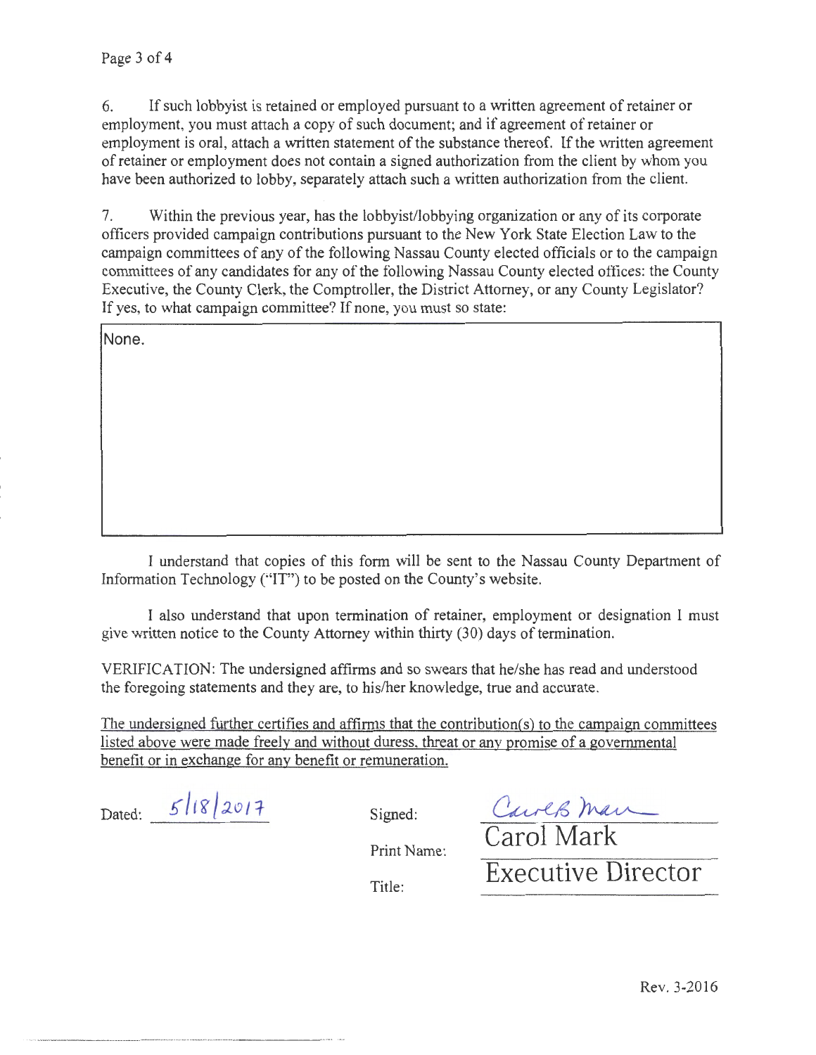6. If such lobbyist is retained or employed pursuant to a written agreement of retainer or employment, you must attach a copy of such document; and if agreement of retainer or employment is oral, attach a written statement of the substance thereof. If the written agreement of retainer or employment does not contain a signed authorization from the client by whom you have been authorized to lobby, separately attach such a written authorization from the client.

7. Within the previous year, has the lobbyist/lobbying organization or any of its corporate officers provided campaign contributions pursuant to the New York State Election Law to the campaign committees of any of the following Nassau County elected officials or to the campaign committees of any candidates for any of the following Nassau County elected offices: the County Executive, the County Clerk, the Comptroller, the District Attorney, or any County Legislator? If yes, to what campaign committee? If none, you must so state:

None.

I understand that copies of this form will be sent to the Nassau County Department of Information Technology ("IT") to be posted on the County's website.

I also understand that upon termination of retainer, employment or designation I must give written notice to the County Attorney within thirty (30) days of termination.

VERIFICATION: The undersigned affirms and so swears that he/she has read and understood the foregoing statements and they are, to his/her knowledge, true and accurate.

<u>The undersigned further certifies and affirms that the contribution(s) to the campaign committees listed above were made freely and without duress, threat or any promise of a governmental benefit or in exchange for any benefit or remuneration.</u>

Dated: 5/18/2017

Signed: Carol B Mark

Print Name: Carol Mark

Title: Executive Director

Rev. 3-2016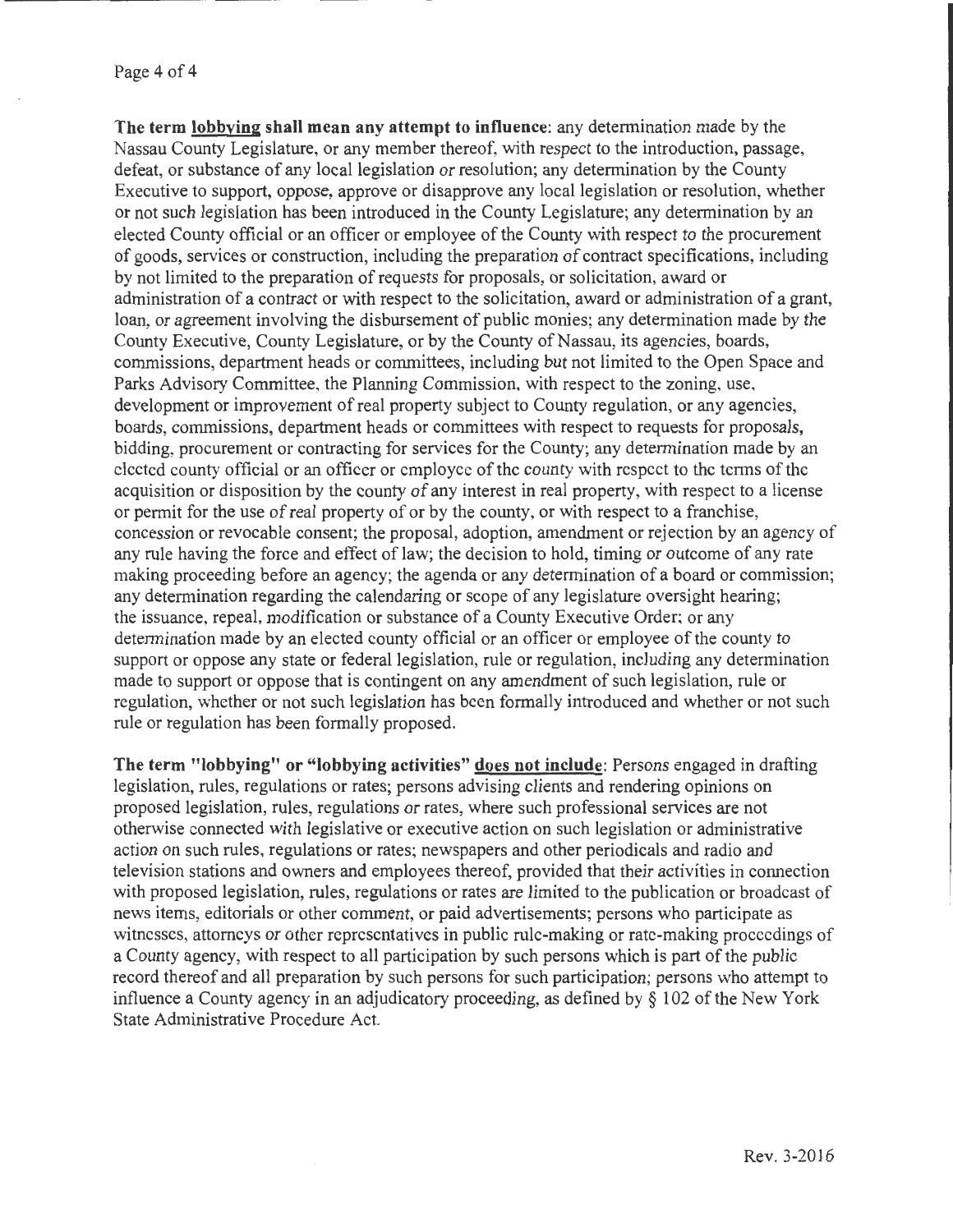**The term <u>lobbying</u> shall mean any attempt to influence**: any determination made by the Nassau County Legislature, or any member thereof, with respect to the introduction, passage, defeat, or substance of any local legislation or resolution; any determination by the County Executive to support, oppose, approve or disapprove any local legislation or resolution, whether or not such legislation has been introduced in the County Legislature; any determination by an elected County official or an officer or employee of the County with respect to the procurement of goods, services or construction, including the preparation of contract specifications, including by not limited to the preparation of requests for proposals, or solicitation, award or administration of a contract or with respect to the solicitation, award or administration of a grant, loan, or agreement involving the disbursement of public monies; any determination made by the County Executive, County Legislature, or by the County of Nassau, its agencies, boards, commissions, department heads or committees, including but not limited to the Open Space and Parks Advisory Committee, the Planning Commission, with respect to the zoning, use, development or improvement of real property subject to County regulation, or any agencies, boards, commissions, department heads or committees with respect to requests for proposals, bidding, procurement or contracting for services for the County; any determination made by an elected county official or an officer or employee of the county with respect to the terms of the acquisition or disposition by the county of any interest in real property, with respect to a license or permit for the use of real property of or by the county, or with respect to a franchise, concession or revocable consent; the proposal, adoption, amendment or rejection by an agency of any rule having the force and effect of law; the decision to hold, timing or outcome of any rate making proceeding before an agency; the agenda or any determination of a board or commission; any determination regarding the calendaring or scope of any legislature oversight hearing; the issuance, repeal, modification or substance of a County Executive Order; or any determination made by an elected county official or an officer or employee of the county to support or oppose any state or federal legislation, rule or regulation, including any determination made to support or oppose that is contingent on any amendment of such legislation, rule or regulation, whether or not such legislation has been formally introduced and whether or not such rule or regulation has been formally proposed.

**The term "lobbying" or "lobbying activities" <u>does not include</u>**: Persons engaged in drafting legislation, rules, regulations or rates; persons advising clients and rendering opinions on proposed legislation, rules, regulations or rates, where such professional services are not otherwise connected with legislative or executive action on such legislation or administrative action on such rules, regulations or rates; newspapers and other periodicals and radio and television stations and owners and employees thereof, provided that their activities in connection with proposed legislation, rules, regulations or rates are limited to the publication or broadcast of news items, editorials or other comment, or paid advertisements; persons who participate as witnesses, attorneys or other representatives in public rule-making or rate-making proceedings of a County agency, with respect to all participation by such persons which is part of the public record thereof and all preparation by such persons for such participation; persons who attempt to influence a County agency in an adjudicatory proceeding, as defined by § 102 of the New York State Administrative Procedure Act.

Rev. 3-2016